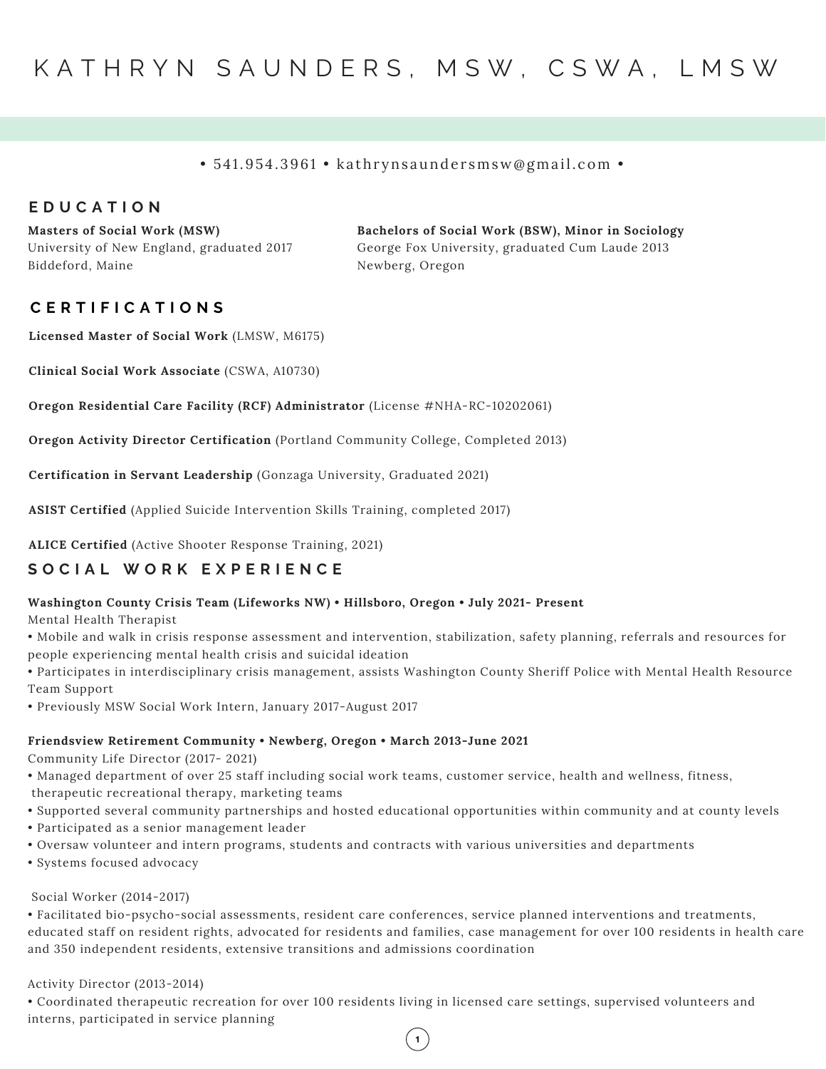# KATHRYN SAUNDERS, MSW, CSWA, LMSW

• 541.954.3961 • kathrynsaundersmsw@gmail.com •

## EDUCATION

**Masters of Social Work (MSW)**
University of New England, graduated 2017
Biddeford, Maine

**Bachelors of Social Work (BSW), Minor in Sociology**
George Fox University, graduated Cum Laude 2013
Newberg, Oregon

## CERTIFICATIONS

**Licensed Master of Social Work** (LMSW, M6175)

**Clinical Social Work Associate** (CSWA, A10730)

**Oregon Residential Care Facility (RCF) Administrator** (License #NHA-RC-10202061)

**Oregon Activity Director Certification** (Portland Community College, Completed 2013)

**Certification in Servant Leadership** (Gonzaga University, Graduated 2021)

**ASIST Certified** (Applied Suicide Intervention Skills Training, completed 2017)

**ALICE Certified** (Active Shooter Response Training, 2021)

## SOCIAL WORK EXPERIENCE

**Washington County Crisis Team (Lifeworks NW) • Hillsboro, Oregon • July 2021- Present**
Mental Health Therapist

- Mobile and walk in crisis response assessment and intervention, stabilization, safety planning, referrals and resources for people experiencing mental health crisis and suicidal ideation
- Participates in interdisciplinary crisis management, assists Washington County Sheriff Police with Mental Health Resource Team Support
- Previously MSW Social Work Intern, January 2017-August 2017

**Friendsview Retirement Community • Newberg, Oregon • March 2013-June 2021**
Community Life Director (2017- 2021)

- Managed department of over 25 staff including social work teams, customer service, health and wellness, fitness, therapeutic recreational therapy, marketing teams
- Supported several community partnerships and hosted educational opportunities within community and at county levels
- Participated as a senior management leader
- Oversaw volunteer and intern programs, students and contracts with various universities and departments
- Systems focused advocacy

Social Worker (2014-2017)

- Facilitated bio-psycho-social assessments, resident care conferences, service planned interventions and treatments, educated staff on resident rights, advocated for residents and families, case management for over 100 residents in health care and 350 independent residents, extensive transitions and admissions coordination

Activity Director (2013-2014)

- Coordinated therapeutic recreation for over 100 residents living in licensed care settings, supervised volunteers and interns, participated in service planning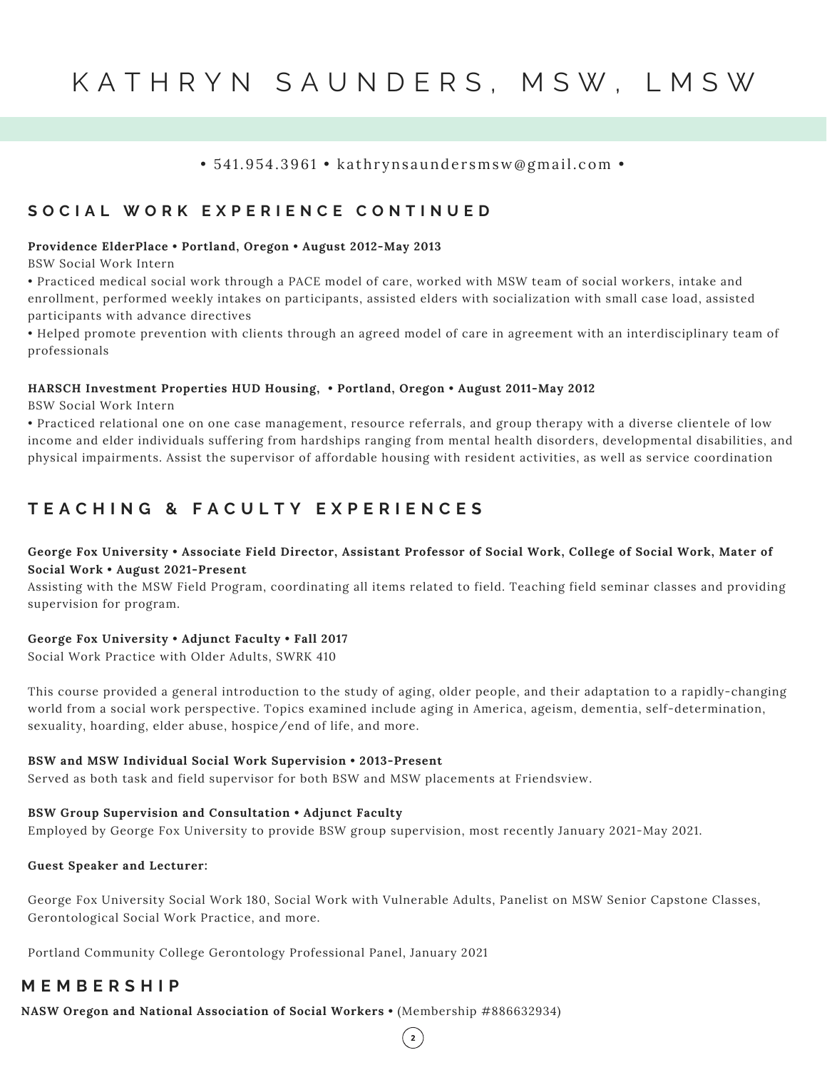# KATHRYN SAUNDERS, MSW, LMSW

• 541.954.3961 • kathrynsaundersmsw@gmail.com •

## SOCIAL WORK EXPERIENCE CONTINUED

**Providence ElderPlace • Portland, Oregon • August 2012-May 2013**

BSW Social Work Intern

• Practiced medical social work through a PACE model of care, worked with MSW team of social workers, intake and enrollment, performed weekly intakes on participants, assisted elders with socialization with small case load, assisted participants with advance directives

• Helped promote prevention with clients through an agreed model of care in agreement with an interdisciplinary team of professionals

**HARSCH Investment Properties HUD Housing, • Portland, Oregon • August 2011-May 2012**

BSW Social Work Intern

• Practiced relational one on one case management, resource referrals, and group therapy with a diverse clientele of low income and elder individuals suffering from hardships ranging from mental health disorders, developmental disabilities, and physical impairments. Assist the supervisor of affordable housing with resident activities, as well as service coordination

## TEACHING & FACULTY EXPERIENCES

**George Fox University • Associate Field Director, Assistant Professor of Social Work, College of Social Work, Mater of Social Work • August 2021-Present**

Assisting with the MSW Field Program, coordinating all items related to field. Teaching field seminar classes and providing supervision for program.

**George Fox University • Adjunct Faculty • Fall 2017**

Social Work Practice with Older Adults, SWRK 410

This course provided a general introduction to the study of aging, older people, and their adaptation to a rapidly-changing world from a social work perspective. Topics examined include aging in America, ageism, dementia, self-determination, sexuality, hoarding, elder abuse, hospice/end of life, and more.

**BSW and MSW Individual Social Work Supervision • 2013-Present**

Served as both task and field supervisor for both BSW and MSW placements at Friendsview.

**BSW Group Supervision and Consultation • Adjunct Faculty**

Employed by George Fox University to provide BSW group supervision, most recently January 2021-May 2021.

**Guest Speaker and Lecturer:**

George Fox University Social Work 180, Social Work with Vulnerable Adults, Panelist on MSW Senior Capstone Classes, Gerontological Social Work Practice, and more.

Portland Community College Gerontology Professional Panel, January 2021

## MEMBERSHIP

**NASW Oregon and National Association of Social Workers •** (Membership #886632934)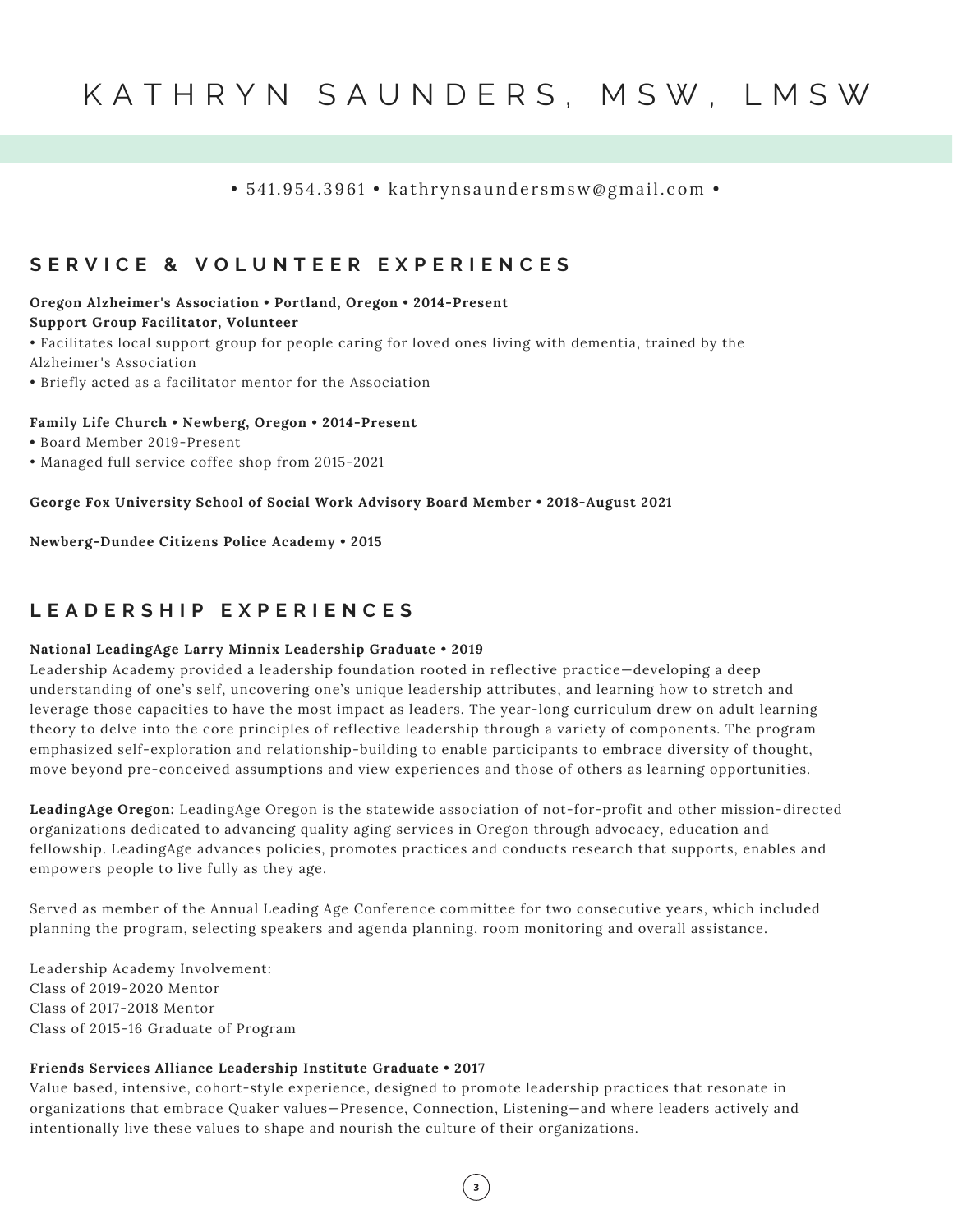# KATHRYN SAUNDERS, MSW, LMSW

• 541.954.3961 • kathrynsaundersmsw@gmail.com •

## SERVICE & VOLUNTEER EXPERIENCES

**Oregon Alzheimer's Association • Portland, Oregon • 2014-Present**
**Support Group Facilitator, Volunteer**

• Facilitates local support group for people caring for loved ones living with dementia, trained by the Alzheimer's Association
• Briefly acted as a facilitator mentor for the Association

**Family Life Church • Newberg, Oregon • 2014-Present**

• Board Member 2019-Present
• Managed full service coffee shop from 2015-2021

**George Fox University School of Social Work Advisory Board Member • 2018-August 2021**

**Newberg-Dundee Citizens Police Academy • 2015**

## LEADERSHIP EXPERIENCES

**National LeadingAge Larry Minnix Leadership Graduate • 2019**

Leadership Academy provided a leadership foundation rooted in reflective practice—developing a deep understanding of one's self, uncovering one's unique leadership attributes, and learning how to stretch and leverage those capacities to have the most impact as leaders. The year-long curriculum drew on adult learning theory to delve into the core principles of reflective leadership through a variety of components. The program emphasized self-exploration and relationship-building to enable participants to embrace diversity of thought, move beyond pre-conceived assumptions and view experiences and those of others as learning opportunities.

**LeadingAge Oregon:** LeadingAge Oregon is the statewide association of not-for-profit and other mission-directed organizations dedicated to advancing quality aging services in Oregon through advocacy, education and fellowship. LeadingAge advances policies, promotes practices and conducts research that supports, enables and empowers people to live fully as they age.

Served as member of the Annual Leading Age Conference committee for two consecutive years, which included planning the program, selecting speakers and agenda planning, room monitoring and overall assistance.

Leadership Academy Involvement:
Class of 2019-2020 Mentor
Class of 2017-2018 Mentor
Class of 2015-16 Graduate of Program

**Friends Services Alliance Leadership Institute Graduate • 2017**

Value based, intensive, cohort-style experience, designed to promote leadership practices that resonate in organizations that embrace Quaker values—Presence, Connection, Listening—and where leaders actively and intentionally live these values to shape and nourish the culture of their organizations.